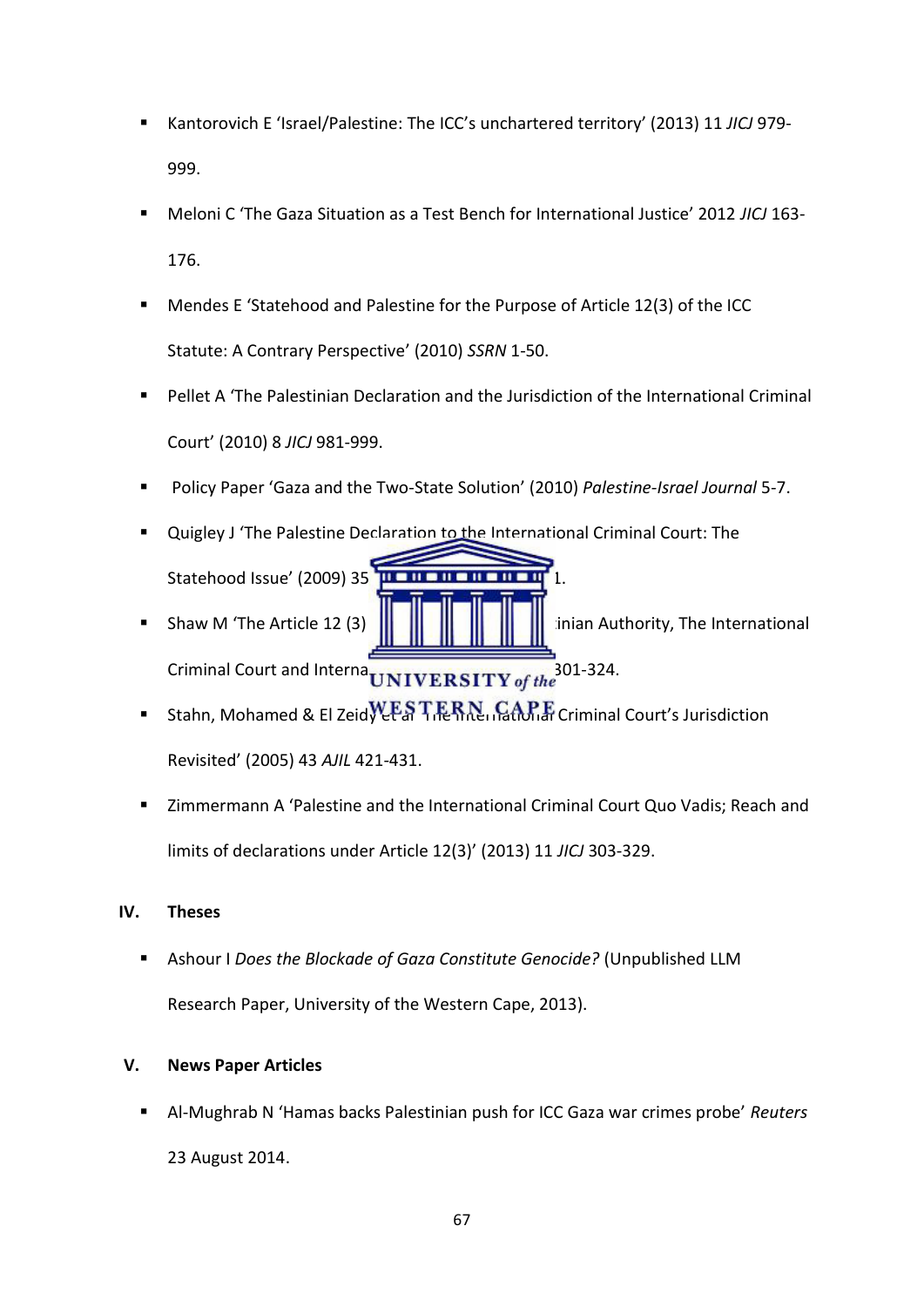- Kantorovich E 'Israel/Palestine: The ICC's unchartered territory' (2013) 11 *JICJ* 979-999.
- Meloni C 'The Gaza Situation as a Test Bench for International Justice' 2012 *JICJ* 163-176.
- Mendes E 'Statehood and Palestine for the Purpose of Article 12(3) of the ICC Statute: A Contrary Perspective' (2010) *SSRN* 1-50.
- Pellet A 'The Palestinian Declaration and the Jurisdiction of the International Criminal Court' (2010) 8 *JICJ* 981-999.
- Policy Paper 'Gaza and the Two-State Solution' (2010) *Palestine-Israel Journal* 5-7.
- Quigley J 'The Palestine Declaration to the International Criminal Court: The Statehood Issue' (2009) 35 *Rutgers Law Record* 1.
- Shaw M 'The Article 12 (3) Declaration of the Palestinian Authority, The International Criminal Court and International Law' (2011) 9 *JICJ* 301-324.
- Stahn, Mohamed & El Zeidy et al 'The International Criminal Court's Jurisdiction Revisited' (2005) 43 *AJIL* 421-431.
- Zimmermann A 'Palestine and the International Criminal Court Quo Vadis; Reach and limits of declarations under Article 12(3)' (2013) 11 *JICJ* 303-329.

## IV. Theses

- Ashour I *Does the Blockade of Gaza Constitute Genocide?* (Unpublished LLM Research Paper, University of the Western Cape, 2013).

## V. News Paper Articles

- Al-Mughrab N 'Hamas backs Palestinian push for ICC Gaza war crimes probe' *Reuters* 23 August 2014.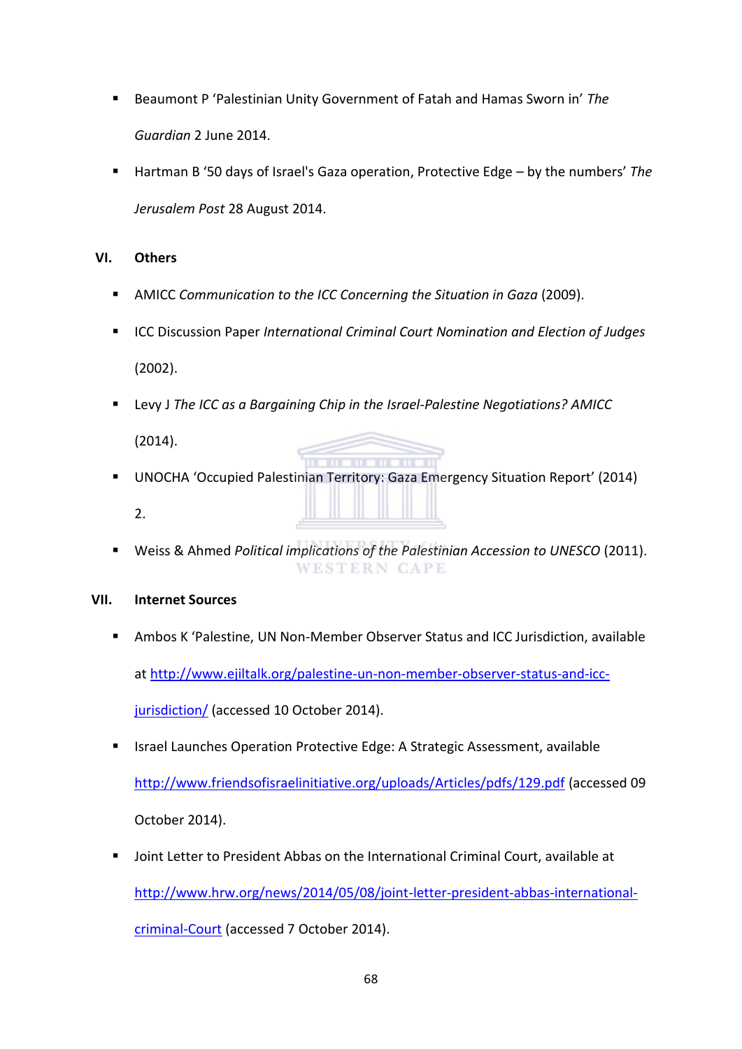- Beaumont P 'Palestinian Unity Government of Fatah and Hamas Sworn in' *The Guardian* 2 June 2014.
- Hartman B '50 days of Israel's Gaza operation, Protective Edge – by the numbers' *The Jerusalem Post* 28 August 2014.

## VI. Others

- AMICC *Communication to the ICC Concerning the Situation in Gaza* (2009).
- ICC Discussion Paper *International Criminal Court Nomination and Election of Judges* (2002).
- Levy J *The ICC as a Bargaining Chip in the Israel-Palestine Negotiations? AMICC* (2014).
- UNOCHA 'Occupied Palestinian Territory: Gaza Emergency Situation Report' (2014) 2.
- Weiss & Ahmed *Political implications of the Palestinian Accession to UNESCO* (2011).

## VII. Internet Sources

- Ambos K 'Palestine, UN Non-Member Observer Status and ICC Jurisdiction, available at [http://www.ejiltalk.org/palestine-un-non-member-observer-status-and-icc-jurisdiction/](http://www.ejiltalk.org/palestine-un-non-member-observer-status-and-icc-jurisdiction/) (accessed 10 October 2014).
- Israel Launches Operation Protective Edge: A Strategic Assessment, available [http://www.friendsofisraelinitiative.org/uploads/Articles/pdfs/129.pdf](http://www.friendsofisraelinitiative.org/uploads/Articles/pdfs/129.pdf) (accessed 09 October 2014).
- Joint Letter to President Abbas on the International Criminal Court, available at [http://www.hrw.org/news/2014/05/08/joint-letter-president-abbas-international-criminal-Court](http://www.hrw.org/news/2014/05/08/joint-letter-president-abbas-international-criminal-Court) (accessed 7 October 2014).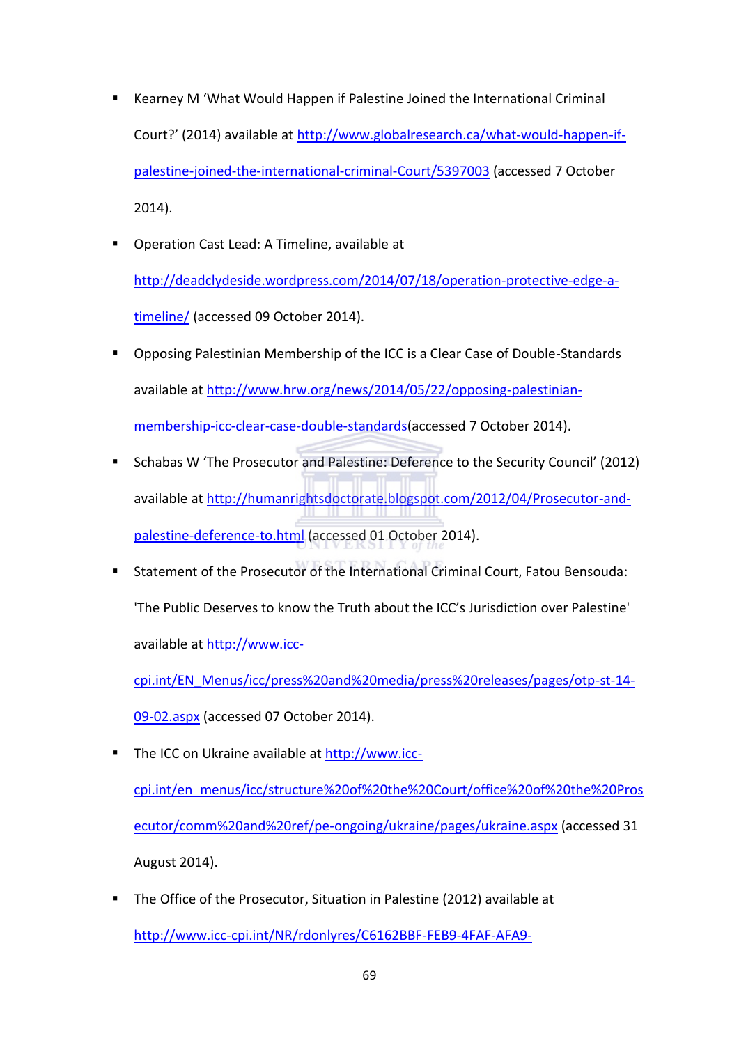- Kearney M 'What Would Happen if Palestine Joined the International Criminal Court?' (2014) available at http://www.globalresearch.ca/what-would-happen-if-palestine-joined-the-international-criminal-Court/5397003 (accessed 7 October 2014).
- Operation Cast Lead: A Timeline, available at http://deadclydeside.wordpress.com/2014/07/18/operation-protective-edge-a-timeline/ (accessed 09 October 2014).
- Opposing Palestinian Membership of the ICC is a Clear Case of Double-Standards available at http://www.hrw.org/news/2014/05/22/opposing-palestinian-membership-icc-clear-case-double-standards(accessed 7 October 2014).
- Schabas W 'The Prosecutor and Palestine: Deference to the Security Council' (2012) available at http://humanrightsdoctorate.blogspot.com/2012/04/Prosecutor-and-palestine-deference-to.html (accessed 01 October 2014).
- Statement of the Prosecutor of the International Criminal Court, Fatou Bensouda: 'The Public Deserves to know the Truth about the ICC's Jurisdiction over Palestine' available at http://www.icc-cpi.int/EN_Menus/icc/press%20and%20media/press%20releases/pages/otp-st-14-09-02.aspx (accessed 07 October 2014).
- The ICC on Ukraine available at http://www.icc-cpi.int/en_menus/icc/structure%20of%20the%20Court/office%20of%20the%20Prosecutor/comm%20and%20ref/pe-ongoing/ukraine/pages/ukraine.aspx (accessed 31 August 2014).
- The Office of the Prosecutor, Situation in Palestine (2012) available at http://www.icc-cpi.int/NR/rdonlyres/C6162BBF-FEB9-4FAF-AFA9-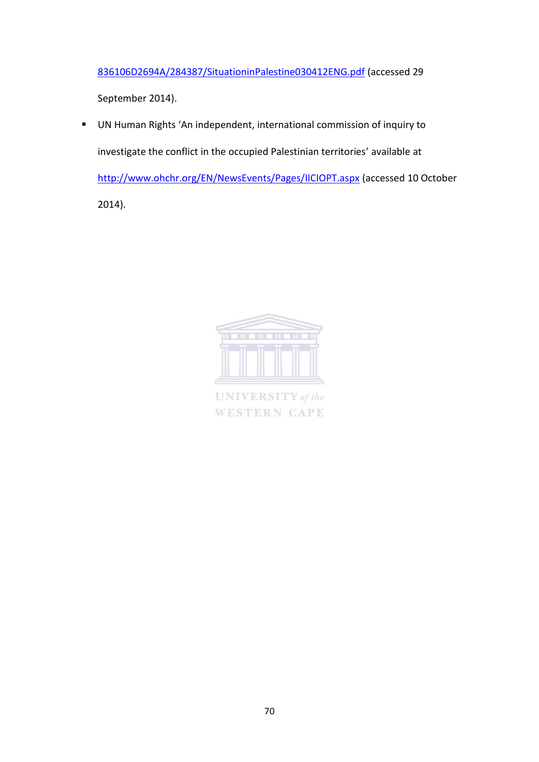836106D2694A/284387/SituationinPalestine030412ENG.pdf (accessed 29 September 2014).

- UN Human Rights 'An independent, international commission of inquiry to investigate the conflict in the occupied Palestinian territories' available at http://www.ohchr.org/EN/NewsEvents/Pages/IICIOPT.aspx (accessed 10 October 2014).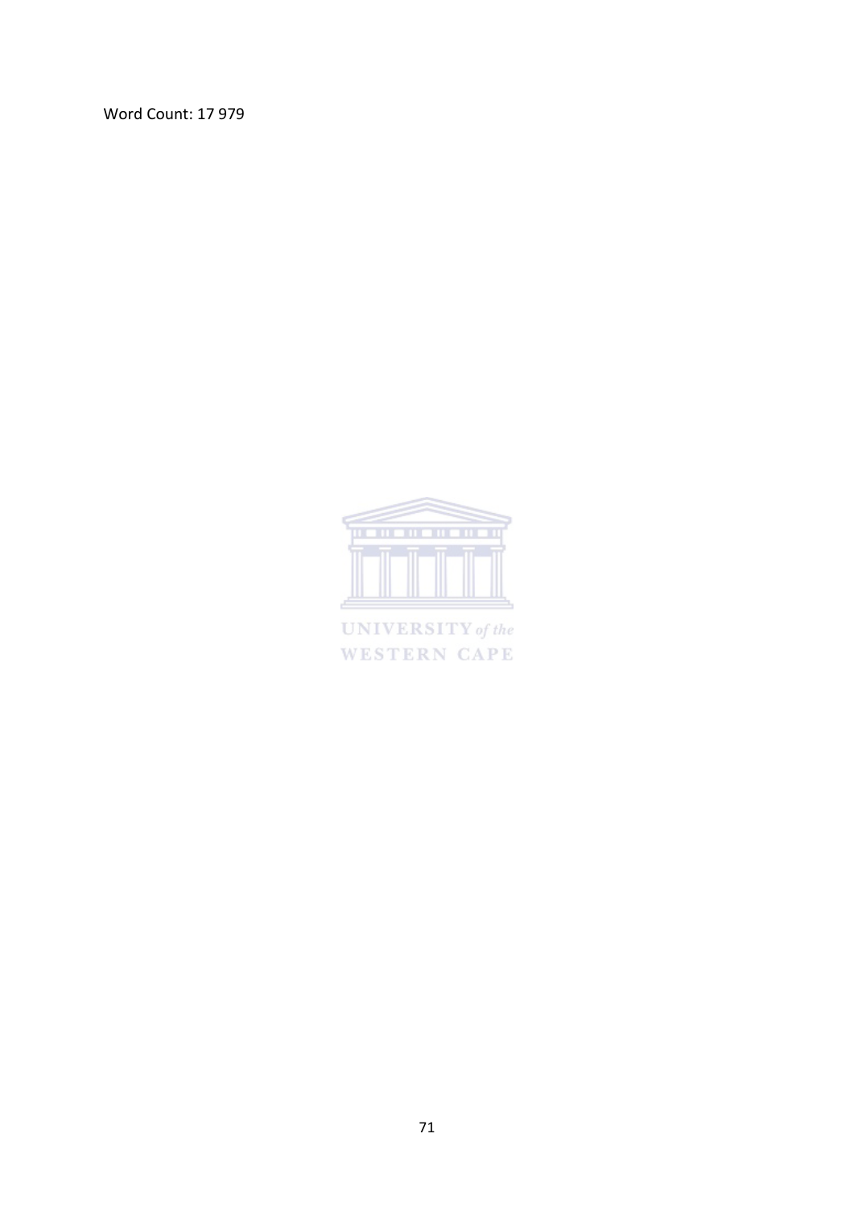Word Count: 17 979